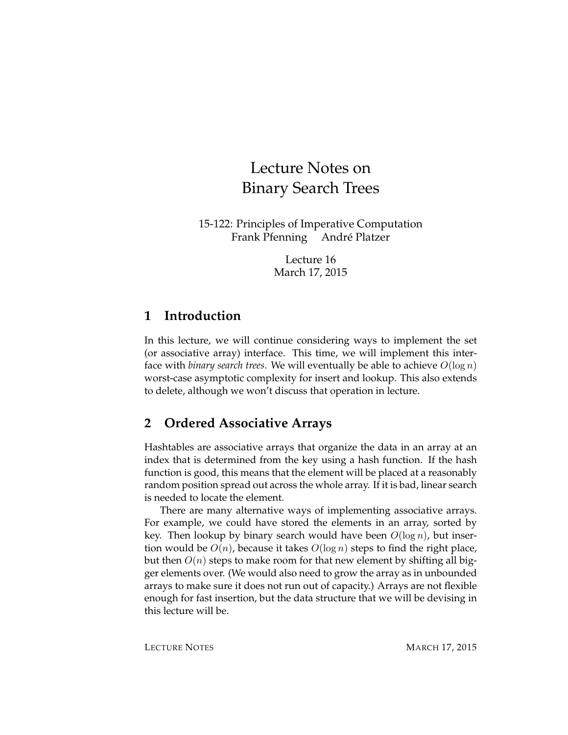# Lecture Notes on Binary Search Trees

15-122: Principles of Imperative Computation
Frank Pfenning André Platzer

Lecture 16
March 17, 2015

## 1 Introduction

In this lecture, we will continue considering ways to implement the set (or associative array) interface. This time, we will implement this interface with *binary search trees*. We will eventually be able to achieve $O(\log n)$ worst-case asymptotic complexity for insert and lookup. This also extends to delete, although we won't discuss that operation in lecture.

## 2 Ordered Associative Arrays

Hashtables are associative arrays that organize the data in an array at an index that is determined from the key using a hash function. If the hash function is good, this means that the element will be placed at a reasonably random position spread out across the whole array. If it is bad, linear search is needed to locate the element.

There are many alternative ways of implementing associative arrays. For example, we could have stored the elements in an array, sorted by key. Then lookup by binary search would have been $O(\log n)$, but insertion would be $O(n)$, because it takes $O(\log n)$ steps to find the right place, but then $O(n)$ steps to make room for that new element by shifting all bigger elements over. (We would also need to grow the array as in unbounded arrays to make sure it does not run out of capacity.) Arrays are not flexible enough for fast insertion, but the data structure that we will be devising in this lecture will be.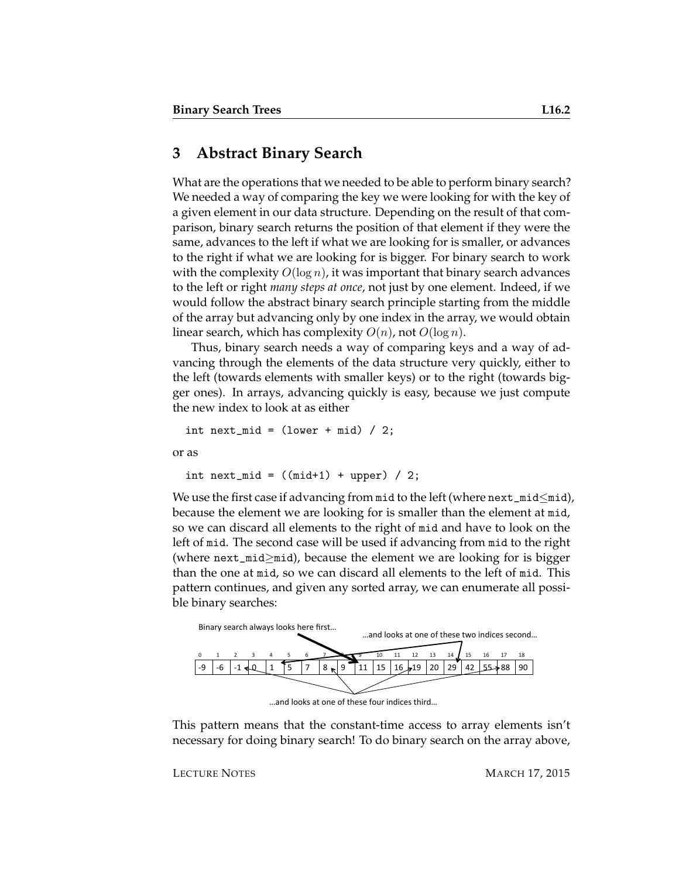## 3 Abstract Binary Search

What are the operations that we needed to be able to perform binary search? We needed a way of comparing the key we were looking for with the key of a given element in our data structure. Depending on the result of that comparison, binary search returns the position of that element if they were the same, advances to the left if what we are looking for is smaller, or advances to the right if what we are looking for is bigger. For binary search to work with the complexity $O(\log n)$, it was important that binary search advances to the left or right *many steps at once*, not just by one element. Indeed, if we would follow the abstract binary search principle starting from the middle of the array but advancing only by one index in the array, we would obtain linear search, which has complexity $O(n)$, not $O(\log n)$.

Thus, binary search needs a way of comparing keys and a way of advancing through the elements of the data structure very quickly, either to the left (towards elements with smaller keys) or to the right (towards bigger ones). In arrays, advancing quickly is easy, because we just compute the new index to look at as either

```
int next_mid = (lower + mid) / 2;
```

or as

```
int next_mid = ((mid+1) + upper) / 2;
```

We use the first case if advancing from `mid` to the left (where `next_mid`$\leq$`mid`), because the element we are looking for is smaller than the element at `mid`, so we can discard all elements to the right of `mid` and have to look on the left of `mid`. The second case will be used if advancing from `mid` to the right (where `next_mid`$\geq$`mid`), because the element we are looking for is bigger than the one at `mid`, so we can discard all elements to the left of `mid`. This pattern continues, and given any sorted array, we can enumerate all possible binary searches:

Binary search always looks here first...

...and looks at one of these two indices second...

| 0 | 1 | 2 | 3 | 4 | 5 | 6 | 7 | 8 | 9 | 10 | 11 | 12 | 13 | 14 | 15 | 16 | 17 | 18 |
|---|---|---|---|---|---|---|---|---|---|---|---|---|---|---|---|---|---|---|
| -9 | -6 | -1 | 0 | 1 | 5 | 7 | 8 | 9 | 11 | 15 | 16 | 19 | 20 | 29 | 42 | 55 | 88 | 90 |

...and looks at one of these four indices third...

This pattern means that the constant-time access to array elements isn't necessary for doing binary search! To do binary search on the array above,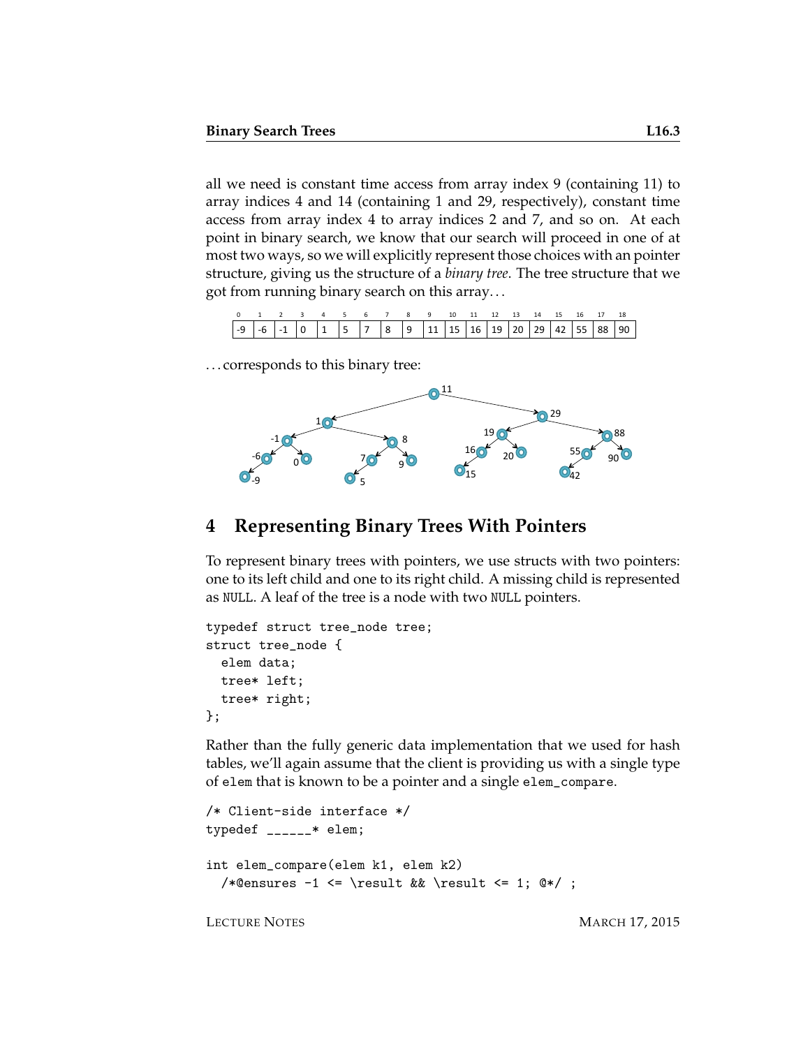all we need is constant time access from array index 9 (containing 11) to array indices 4 and 14 (containing 1 and 29, respectively), constant time access from array index 4 to array indices 2 and 7, and so on. At each point in binary search, we know that our search will proceed in one of at most two ways, so we will explicitly represent those choices with an pointer structure, giving us the structure of a *binary tree*. The tree structure that we got from running binary search on this array...

| 0 | 1 | 2 | 3 | 4 | 5 | 6 | 7 | 8 | 9 | 10 | 11 | 12 | 13 | 14 | 15 | 16 | 17 | 18 |
|---|---|---|---|---|---|---|---|---|---|---|---|---|---|---|---|---|---|---|
| -9 | -6 | -1 | 0 | 1 | 5 | 7 | 8 | 9 | 11 | 15 | 16 | 19 | 20 | 29 | 42 | 55 | 88 | 90 |

...corresponds to this binary tree:

## 4 Representing Binary Trees With Pointers

To represent binary trees with pointers, we use structs with two pointers: one to its left child and one to its right child. A missing child is represented as `NULL`. A leaf of the tree is a node with two `NULL` pointers.

```
typedef struct tree_node tree;
struct tree_node {
  elem data;
  tree* left;
  tree* right;
};
```

Rather than the fully generic data implementation that we used for hash tables, we'll again assume that the client is providing us with a single type of `elem` that is known to be a pointer and a single `elem_compare`.

```
/* Client-side interface */
typedef ______* elem;

int elem_compare(elem k1, elem k2)
  /*@ensures -1 <= \result && \result <= 1; @*/ ;
```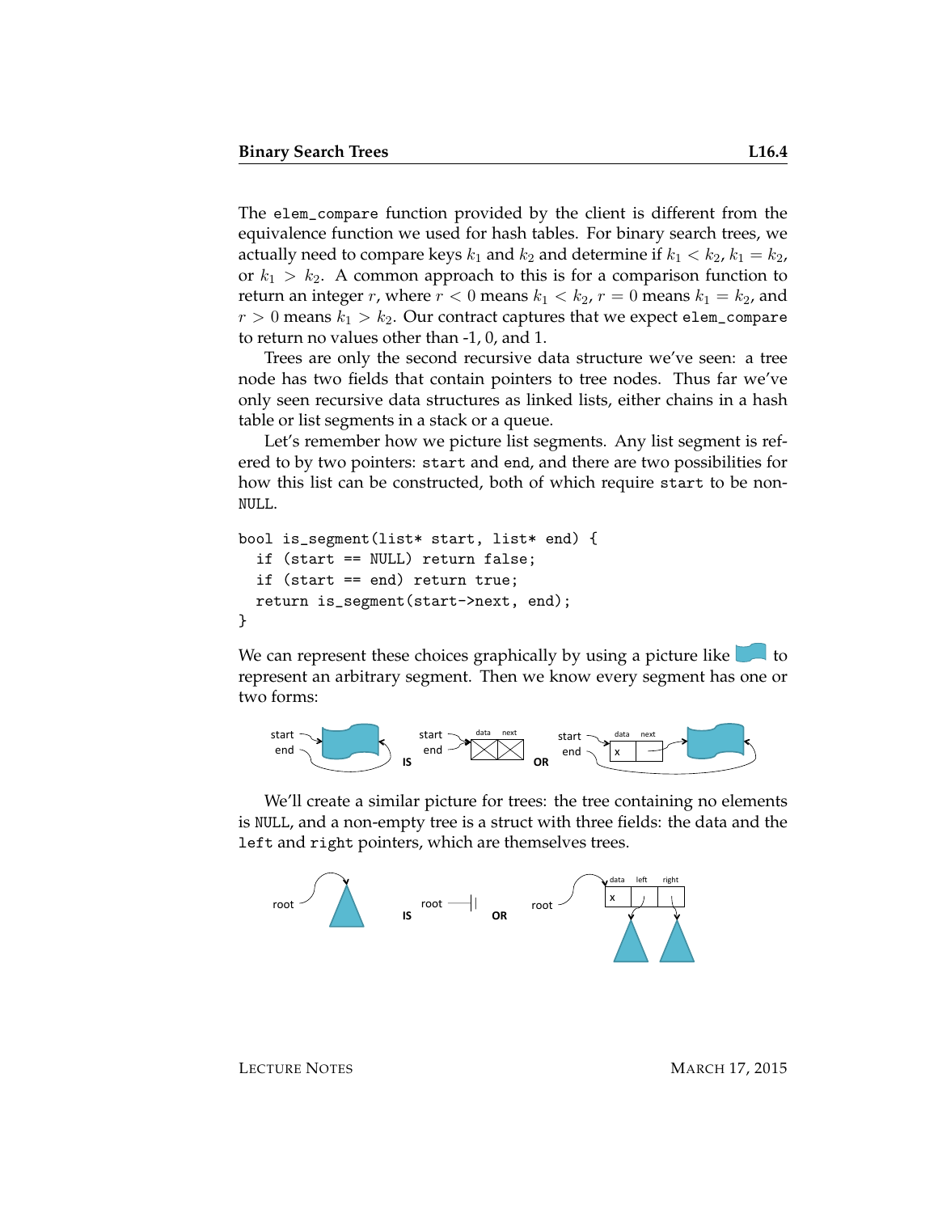The `elem_compare` function provided by the client is different from the equivalence function we used for hash tables. For binary search trees, we actually need to compare keys $k_1$ and $k_2$ and determine if $k_1 < k_2$, $k_1 = k_2$, or $k_1 > k_2$. A common approach to this is for a comparison function to return an integer $r$, where $r < 0$ means $k_1 < k_2$, $r = 0$ means $k_1 = k_2$, and $r > 0$ means $k_1 > k_2$. Our contract captures that we expect `elem_compare` to return no values other than -1, 0, and 1.

Trees are only the second recursive data structure we've seen: a tree node has two fields that contain pointers to tree nodes. Thus far we've only seen recursive data structures as linked lists, either chains in a hash table or list segments in a stack or a queue.

Let's remember how we picture list segments. Any list segment is refered to by two pointers: `start` and `end`, and there are two possibilities for how this list can be constructed, both of which require `start` to be non-`NULL`.

```
bool is_segment(list* start, list* end) {
  if (start == NULL) return false;
  if (start == end) return true;
  return is_segment(start->next, end);
}
```

We can represent these choices graphically by using a picture like [segment] to represent an arbitrary segment. Then we know every segment has one or two forms:

start, end → [segment] **IS** start, end → [data | next] **OR** start, end → [x | next] → [segment]

We'll create a similar picture for trees: the tree containing no elements is `NULL`, and a non-empty tree is a struct with three fields: the data and the `left` and `right` pointers, which are themselves trees.

root → [tree] **IS** root ⊣ **OR** root → [x | left | right] → [tree], [tree]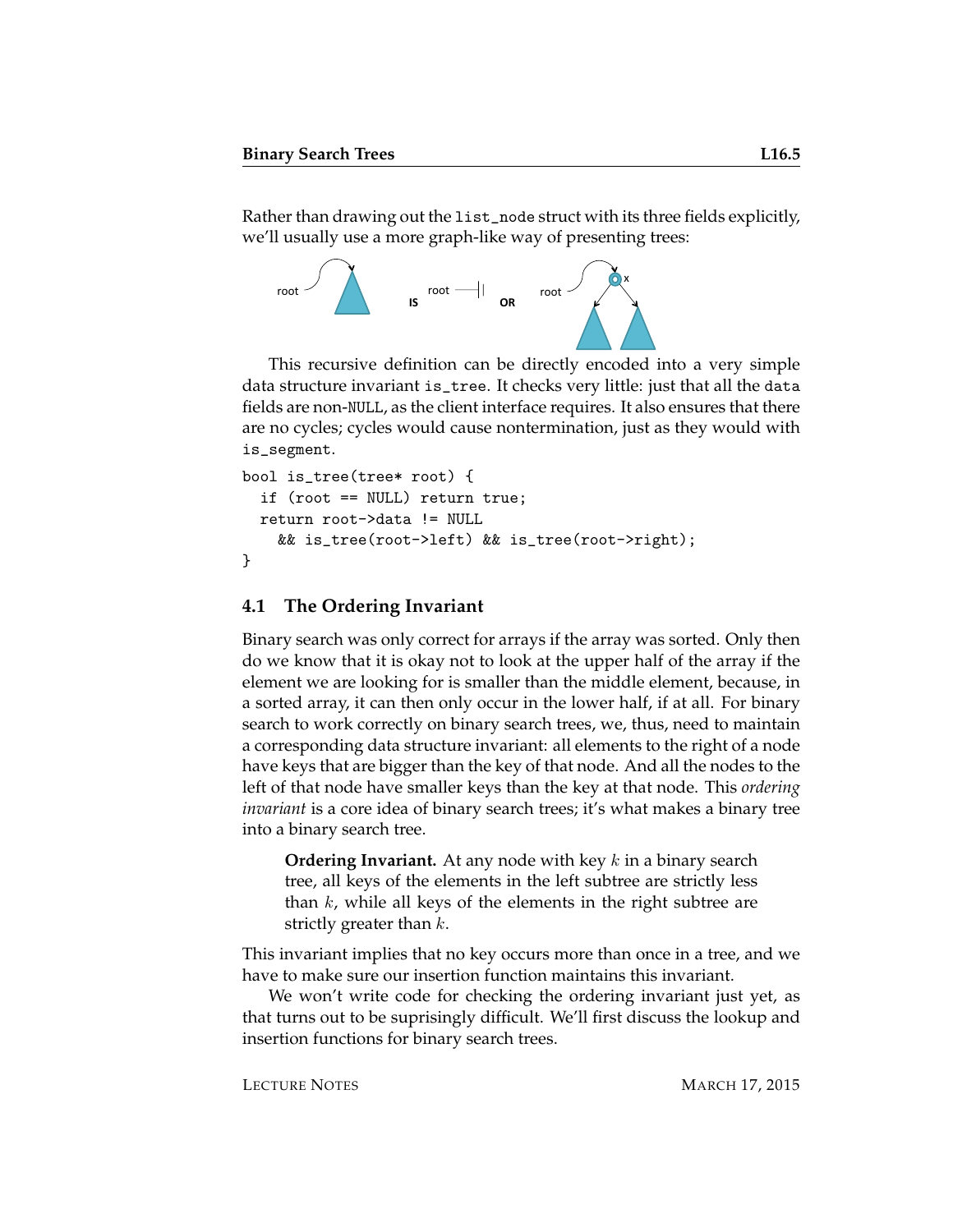Rather than drawing out the `list_node` struct with its three fields explicitly, we'll usually use a more graph-like way of presenting trees:

This recursive definition can be directly encoded into a very simple data structure invariant `is_tree`. It checks very little: just that all the `data` fields are non-`NULL`, as the client interface requires. It also ensures that there are no cycles; cycles would cause nontermination, just as they would with `is_segment`.

```
bool is_tree(tree* root) {
  if (root == NULL) return true;
  return root->data != NULL
    && is_tree(root->left) && is_tree(root->right);
}
```

## 4.1 The Ordering Invariant

Binary search was only correct for arrays if the array was sorted. Only then do we know that it is okay not to look at the upper half of the array if the element we are looking for is smaller than the middle element, because, in a sorted array, it can then only occur in the lower half, if at all. For binary search to work correctly on binary search trees, we, thus, need to maintain a corresponding data structure invariant: all elements to the right of a node have keys that are bigger than the key of that node. And all the nodes to the left of that node have smaller keys than the key at that node. This *ordering invariant* is a core idea of binary search trees; it's what makes a binary tree into a binary search tree.

> **Ordering Invariant.** At any node with key $k$ in a binary search tree, all keys of the elements in the left subtree are strictly less than $k$, while all keys of the elements in the right subtree are strictly greater than $k$.

This invariant implies that no key occurs more than once in a tree, and we have to make sure our insertion function maintains this invariant.

We won't write code for checking the ordering invariant just yet, as that turns out to be suprisingly difficult. We'll first discuss the lookup and insertion functions for binary search trees.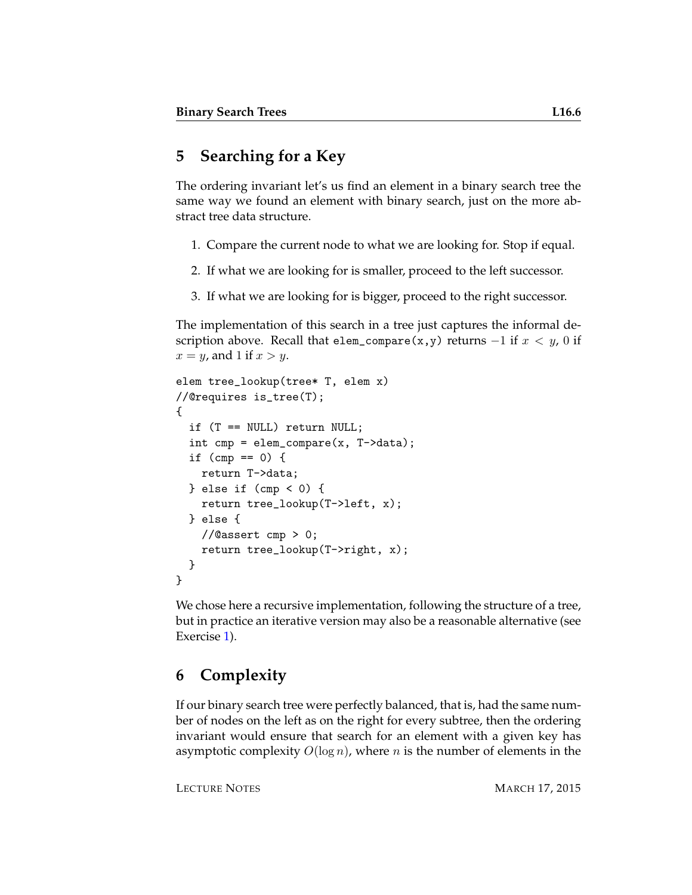## 5 Searching for a Key

The ordering invariant let's us find an element in a binary search tree the same way we found an element with binary search, just on the more abstract tree data structure.

1. Compare the current node to what we are looking for. Stop if equal.
2. If what we are looking for is smaller, proceed to the left successor.
3. If what we are looking for is bigger, proceed to the right successor.

The implementation of this search in a tree just captures the informal description above. Recall that `elem_compare(x,y)` returns $-1$ if $x < y$, $0$ if $x = y$, and $1$ if $x > y$.

```
elem tree_lookup(tree* T, elem x)
//@requires is_tree(T);
{
  if (T == NULL) return NULL;
  int cmp = elem_compare(x, T->data);
  if (cmp == 0) {
    return T->data;
  } else if (cmp < 0) {
    return tree_lookup(T->left, x);
  } else {
    //@assert cmp > 0;
    return tree_lookup(T->right, x);
  }
}
```

We chose here a recursive implementation, following the structure of a tree, but in practice an iterative version may also be a reasonable alternative (see Exercise 1).

## 6 Complexity

If our binary search tree were perfectly balanced, that is, had the same number of nodes on the left as on the right for every subtree, then the ordering invariant would ensure that search for an element with a given key has asymptotic complexity $O(\log n)$, where $n$ is the number of elements in the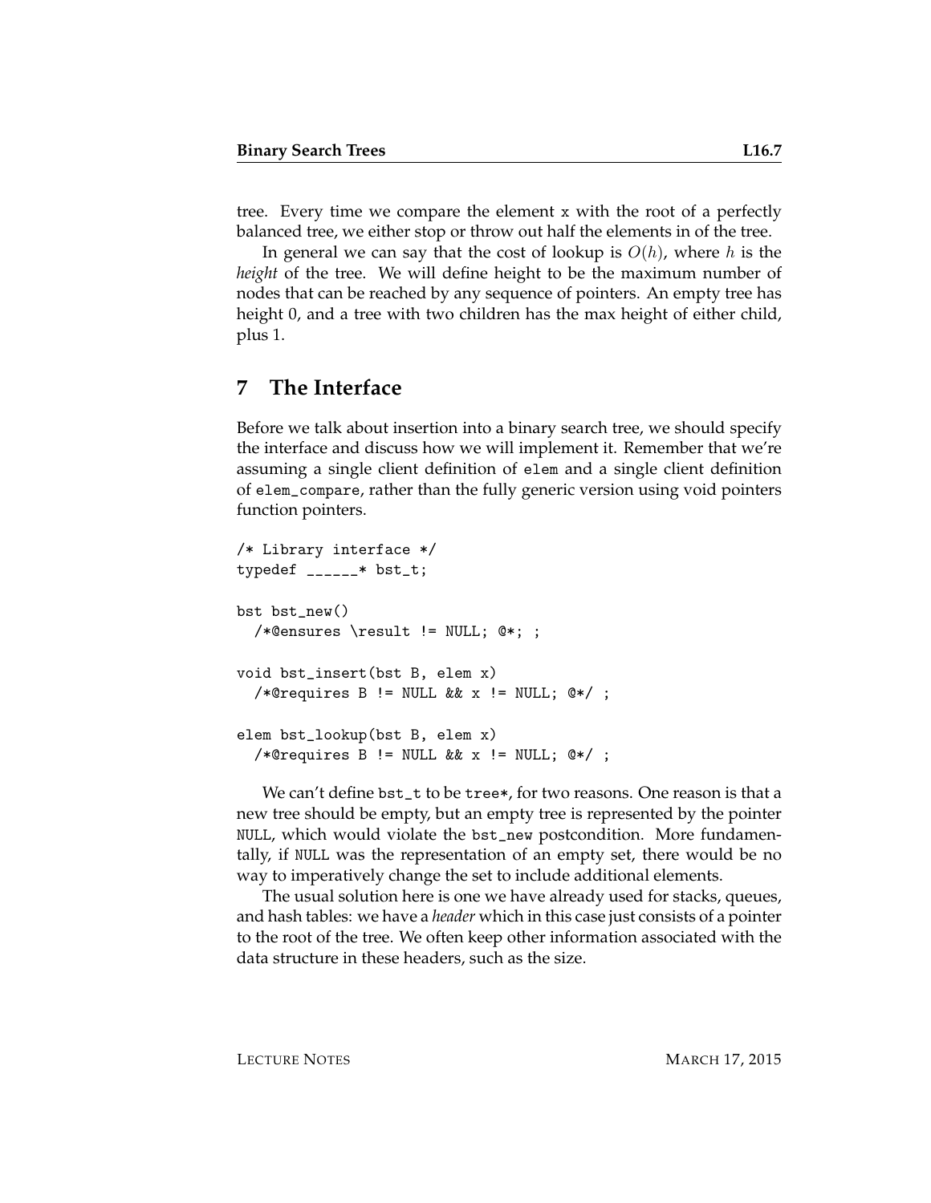tree. Every time we compare the element x with the root of a perfectly balanced tree, we either stop or throw out half the elements in of the tree.

In general we can say that the cost of lookup is $O(h)$, where $h$ is the *height* of the tree. We will define height to be the maximum number of nodes that can be reached by any sequence of pointers. An empty tree has height 0, and a tree with two children has the max height of either child, plus 1.

## 7 The Interface

Before we talk about insertion into a binary search tree, we should specify the interface and discuss how we will implement it. Remember that we're assuming a single client definition of `elem` and a single client definition of `elem_compare`, rather than the fully generic version using void pointers function pointers.

```
/* Library interface */
typedef ______* bst_t;

bst bst_new()
  /*@ensures \result != NULL; @*; ;

void bst_insert(bst B, elem x)
  /*@requires B != NULL && x != NULL; @*/ ;

elem bst_lookup(bst B, elem x)
  /*@requires B != NULL && x != NULL; @*/ ;
```

We can't define `bst_t` to be `tree*`, for two reasons. One reason is that a new tree should be empty, but an empty tree is represented by the pointer `NULL`, which would violate the `bst_new` postcondition. More fundamentally, if `NULL` was the representation of an empty set, there would be no way to imperatively change the set to include additional elements.

The usual solution here is one we have already used for stacks, queues, and hash tables: we have a *header* which in this case just consists of a pointer to the root of the tree. We often keep other information associated with the data structure in these headers, such as the size.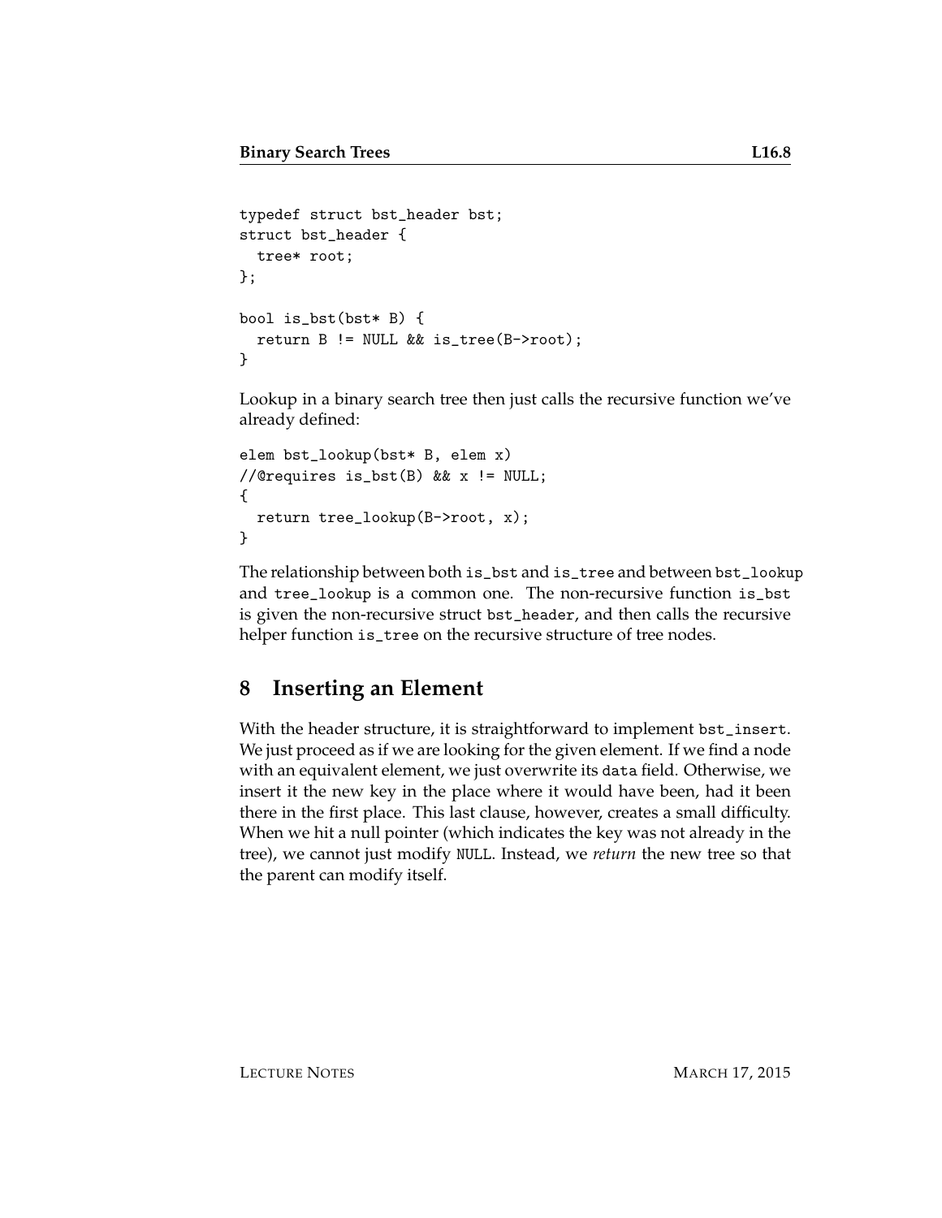```
typedef struct bst_header bst;
struct bst_header {
  tree* root;
};

bool is_bst(bst* B) {
  return B != NULL && is_tree(B->root);
}
```

Lookup in a binary search tree then just calls the recursive function we've already defined:

```
elem bst_lookup(bst* B, elem x)
//@requires is_bst(B) && x != NULL;
{
  return tree_lookup(B->root, x);
}
```

The relationship between both `is_bst` and `is_tree` and between `bst_lookup` and `tree_lookup` is a common one. The non-recursive function `is_bst` is given the non-recursive struct `bst_header`, and then calls the recursive helper function `is_tree` on the recursive structure of tree nodes.

## 8 Inserting an Element

With the header structure, it is straightforward to implement `bst_insert`. We just proceed as if we are looking for the given element. If we find a node with an equivalent element, we just overwrite its `data` field. Otherwise, we insert it the new key in the place where it would have been, had it been there in the first place. This last clause, however, creates a small difficulty. When we hit a null pointer (which indicates the key was not already in the tree), we cannot just modify `NULL`. Instead, we *return* the new tree so that the parent can modify itself.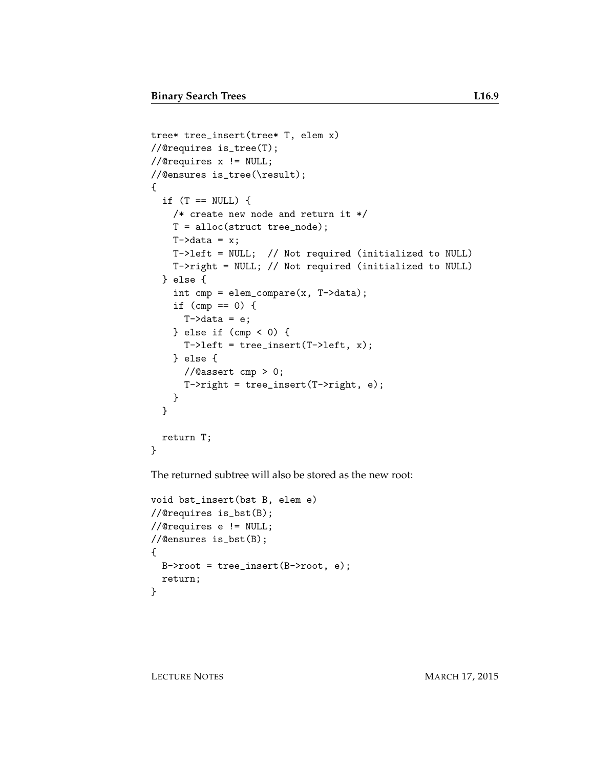```
tree* tree_insert(tree* T, elem x)
//@requires is_tree(T);
//@requires x != NULL;
//@ensures is_tree(\result);
{
  if (T == NULL) {
    /* create new node and return it */
    T = alloc(struct tree_node);
    T->data = x;
    T->left = NULL;  // Not required (initialized to NULL)
    T->right = NULL; // Not required (initialized to NULL)
  } else {
    int cmp = elem_compare(x, T->data);
    if (cmp == 0) {
      T->data = e;
    } else if (cmp < 0) {
      T->left = tree_insert(T->left, x);
    } else {
      //@assert cmp > 0;
      T->right = tree_insert(T->right, e);
    }
  }

  return T;
}
```

The returned subtree will also be stored as the new root:

```
void bst_insert(bst B, elem e)
//@requires is_bst(B);
//@requires e != NULL;
//@ensures is_bst(B);
{
  B->root = tree_insert(B->root, e);
  return;
}
```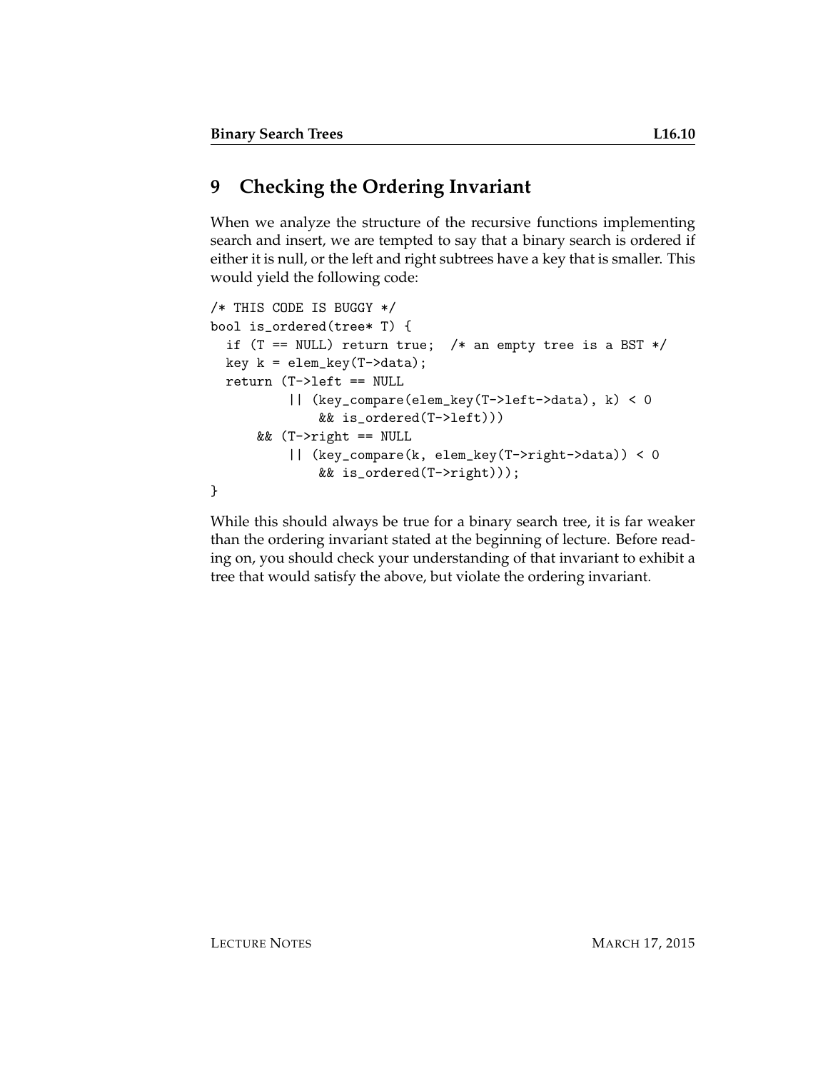## 9 Checking the Ordering Invariant

When we analyze the structure of the recursive functions implementing search and insert, we are tempted to say that a binary search is ordered if either it is null, or the left and right subtrees have a key that is smaller. This would yield the following code:

```
/* THIS CODE IS BUGGY */
bool is_ordered(tree* T) {
  if (T == NULL) return true;  /* an empty tree is a BST */
  key k = elem_key(T->data);
  return (T->left == NULL
          || (key_compare(elem_key(T->left->data), k) < 0
              && is_ordered(T->left)))
      && (T->right == NULL
          || (key_compare(k, elem_key(T->right->data)) < 0
              && is_ordered(T->right)));
}
```

While this should always be true for a binary search tree, it is far weaker than the ordering invariant stated at the beginning of lecture. Before reading on, you should check your understanding of that invariant to exhibit a tree that would satisfy the above, but violate the ordering invariant.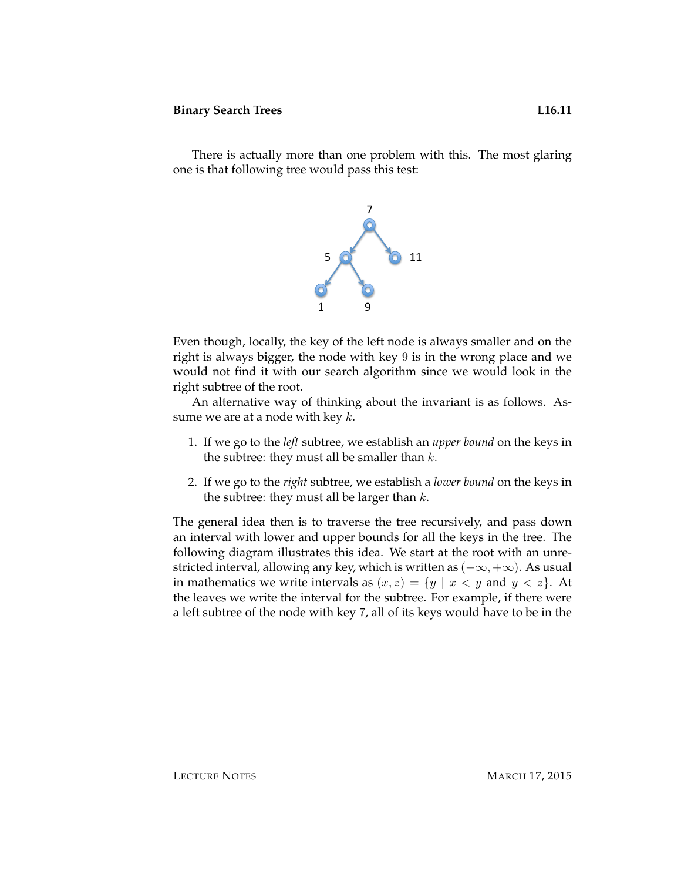There is actually more than one problem with this. The most glaring one is that following tree would pass this test:

Even though, locally, the key of the left node is always smaller and on the right is always bigger, the node with key $9$ is in the wrong place and we would not find it with our search algorithm since we would look in the right subtree of the root.

An alternative way of thinking about the invariant is as follows. Assume we are at a node with key $k$.

1. If we go to the *left* subtree, we establish an *upper bound* on the keys in the subtree: they must all be smaller than $k$.
2. If we go to the *right* subtree, we establish a *lower bound* on the keys in the subtree: they must all be larger than $k$.

The general idea then is to traverse the tree recursively, and pass down an interval with lower and upper bounds for all the keys in the tree. The following diagram illustrates this idea. We start at the root with an unrestricted interval, allowing any key, which is written as $(-\infty, +\infty)$. As usual in mathematics we write intervals as $(x, z) = \{y \mid x < y \text{ and } y < z\}$. At the leaves we write the interval for the subtree. For example, if there were a left subtree of the node with key $7$, all of its keys would have to be in the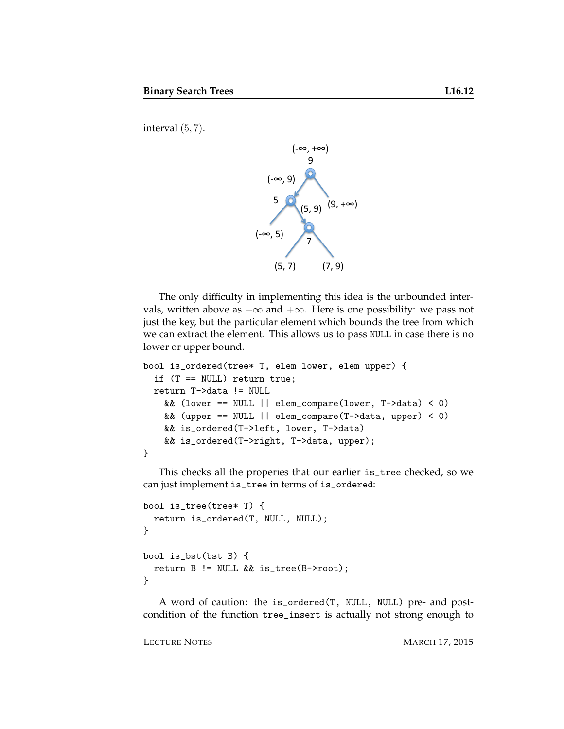interval $(5, 7)$.

The only difficulty in implementing this idea is the unbounded intervals, written above as $-\infty$ and $+\infty$. Here is one possibility: we pass not just the key, but the particular element which bounds the tree from which we can extract the element. This allows us to pass NULL in case there is no lower or upper bound.

```
bool is_ordered(tree* T, elem lower, elem upper) {
  if (T == NULL) return true;
  return T->data != NULL
    && (lower == NULL || elem_compare(lower, T->data) < 0)
    && (upper == NULL || elem_compare(T->data, upper) < 0)
    && is_ordered(T->left, lower, T->data)
    && is_ordered(T->right, T->data, upper);
}
```

This checks all the properies that our earlier is_tree checked, so we can just implement is_tree in terms of is_ordered:

```
bool is_tree(tree* T) {
  return is_ordered(T, NULL, NULL);
}

bool is_bst(bst B) {
  return B != NULL && is_tree(B->root);
}
```

A word of caution: the is_ordered(T, NULL, NULL) pre- and post-condition of the function tree_insert is actually not strong enough to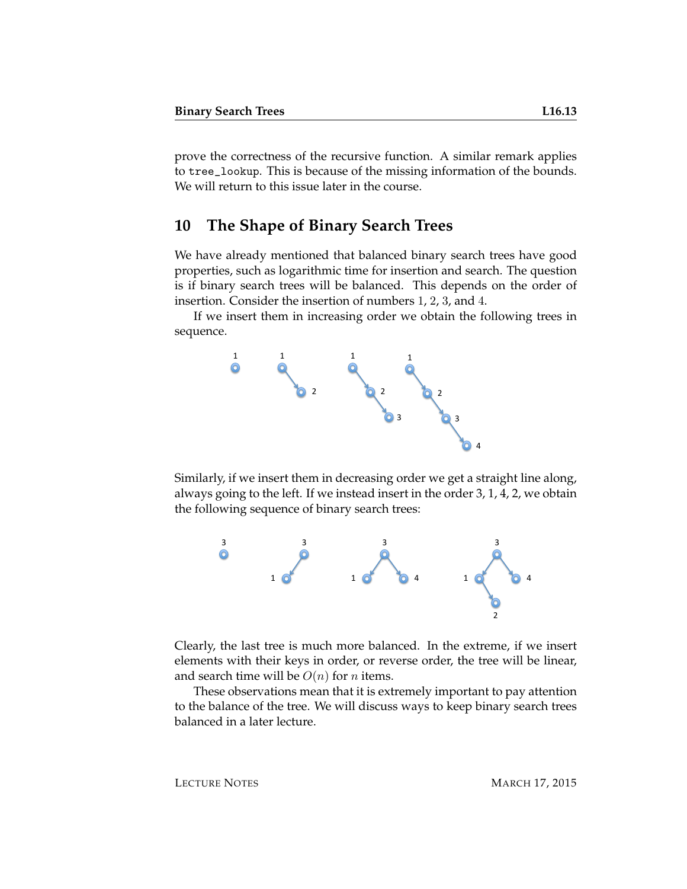prove the correctness of the recursive function. A similar remark applies to `tree_lookup`. This is because of the missing information of the bounds. We will return to this issue later in the course.

## 10 The Shape of Binary Search Trees

We have already mentioned that balanced binary search trees have good properties, such as logarithmic time for insertion and search. The question is if binary search trees will be balanced. This depends on the order of insertion. Consider the insertion of numbers $1$, $2$, $3$, and $4$.

If we insert them in increasing order we obtain the following trees in sequence.

Similarly, if we insert them in decreasing order we get a straight line along, always going to the left. If we instead insert in the order 3, 1, 4, 2, we obtain the following sequence of binary search trees:

Clearly, the last tree is much more balanced. In the extreme, if we insert elements with their keys in order, or reverse order, the tree will be linear, and search time will be $O(n)$ for $n$ items.

These observations mean that it is extremely important to pay attention to the balance of the tree. We will discuss ways to keep binary search trees balanced in a later lecture.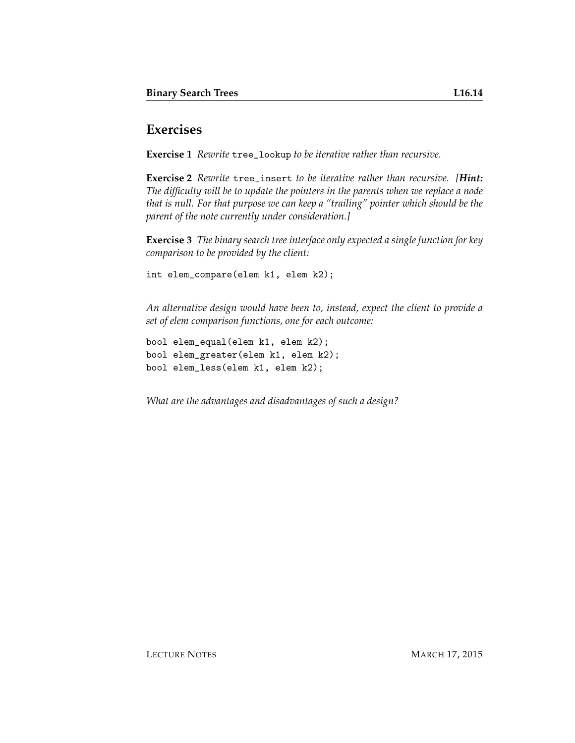## Exercises

**Exercise 1** *Rewrite* `tree_lookup` *to be iterative rather than recursive.*

**Exercise 2** *Rewrite* `tree_insert` *to be iterative rather than recursive. [**Hint:** The difficulty will be to update the pointers in the parents when we replace a node that is null. For that purpose we can keep a "trailing" pointer which should be the parent of the note currently under consideration.]*

**Exercise 3** *The binary search tree interface only expected a single function for key comparison to be provided by the client:*

```
int elem_compare(elem k1, elem k2);
```

*An alternative design would have been to, instead, expect the client to provide a set of elem comparison functions, one for each outcome:*

```
bool elem_equal(elem k1, elem k2);
bool elem_greater(elem k1, elem k2);
bool elem_less(elem k1, elem k2);
```

*What are the advantages and disadvantages of such a design?*